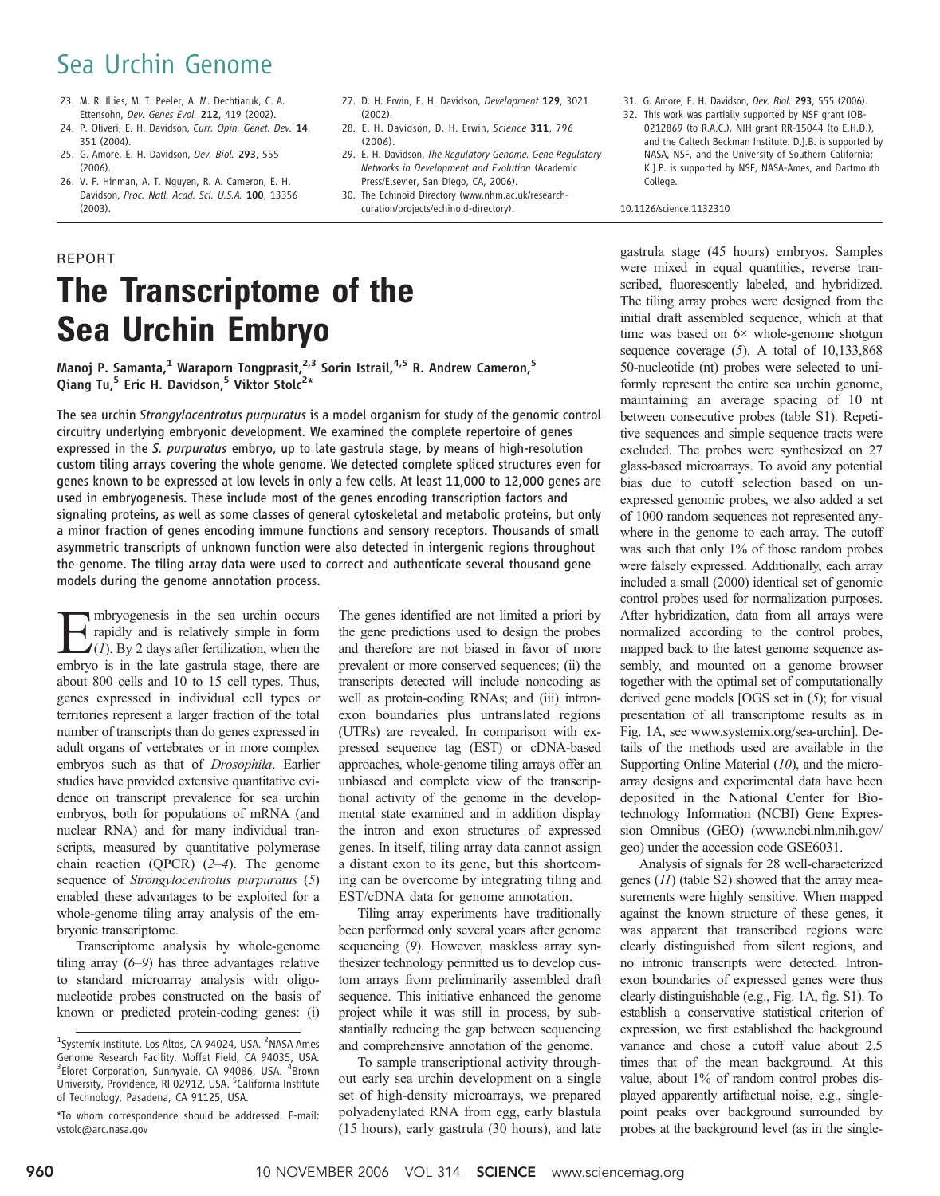23. M. R. Illies, M. T. Peeler, A. M. Dechtiaruk, C. A. Ettensohn, *Dev. Genes Evol.* **212**, 419 (2002).
24. P. Oliveri, E. H. Davidson, *Curr. Opin. Genet. Dev.* **14**, 351 (2004).
25. G. Amore, E. H. Davidson, *Dev. Biol.* **293**, 555 (2006).
26. V. F. Hinman, A. T. Nguyen, R. A. Cameron, E. H. Davidson, *Proc. Natl. Acad. Sci. U.S.A.* **100**, 13356 (2003).
27. D. H. Erwin, E. H. Davidson, *Development* **129**, 3021 (2002).
28. E. H. Davidson, D. H. Erwin, *Science* **311**, 796 (2006).
29. E. H. Davidson, *The Regulatory Genome. Gene Regulatory Networks in Development and Evolution* (Academic Press/Elsevier, San Diego, CA, 2006).
30. The Echinoid Directory (www.nhm.ac.uk/research-curation/projects/echinoid-directory).
31. G. Amore, E. H. Davidson, *Dev. Biol.* **293**, 555 (2006).
32. This work was partially supported by NSF grant IOB-0212869 (to R.A.C.), NIH grant RR-15044 (to E.H.D.), and the Caltech Beckman Institute. D.J.B. is supported by NASA, NSF, and the University of Southern California; K.J.P. is supported by NSF, NASA-Ames, and Dartmouth College.

10.1126/science.1132310

REPORT

# The Transcriptome of the Sea Urchin Embryo

**Manoj P. Samanta,[1] Waraporn Tongprasit,[2,3] Sorin Istrail,[4,5] R. Andrew Cameron,[5] Qiang Tu,[5] Eric H. Davidson,[5] Viktor Stolc[2]***

**The sea urchin *Strongylocentrotus purpuratus* is a model organism for study of the genomic control circuitry underlying embryonic development. We examined the complete repertoire of genes expressed in the *S. purpuratus* embryo, up to late gastrula stage, by means of high-resolution custom tiling arrays covering the whole genome. We detected complete spliced structures even for genes known to be expressed at low levels in only a few cells. At least 11,000 to 12,000 genes are used in embryogenesis. These include most of the genes encoding transcription factors and signaling proteins, as well as some classes of general cytoskeletal and metabolic proteins, but only a minor fraction of genes encoding immune functions and sensory receptors. Thousands of small asymmetric transcripts of unknown function were also detected in intergenic regions throughout the genome. The tiling array data were used to correct and authenticate several thousand gene models during the genome annotation process.**

Embryogenesis in the sea urchin occurs rapidly and is relatively simple in form (*1*). By 2 days after fertilization, when the embryo is in the late gastrula stage, there are about 800 cells and 10 to 15 cell types. Thus, genes expressed in individual cell types or territories represent a larger fraction of the total number of transcripts than do genes expressed in adult organs of vertebrates or in more complex embryos such as that of *Drosophila*. Earlier studies have provided extensive quantitative evidence on transcript prevalence for sea urchin embryos, both for populations of mRNA (and nuclear RNA) and for many individual transcripts, measured by quantitative polymerase chain reaction (QPCR) (*2*–*4*). The genome sequence of *Strongylocentrotus purpuratus* (*5*) enabled these advantages to be exploited for a whole-genome tiling array analysis of the embryonic transcriptome.

Transcriptome analysis by whole-genome tiling array (*6*–*9*) has three advantages relative to standard microarray analysis with oligonucleotide probes constructed on the basis of known or predicted protein-coding genes: (i) The genes identified are not limited a priori by the gene predictions used to design the probes and therefore are not biased in favor of more prevalent or more conserved sequences; (ii) the transcripts detected will include noncoding as well as protein-coding RNAs; and (iii) intron-exon boundaries plus untranslated regions (UTRs) are revealed. In comparison with expressed sequence tag (EST) or cDNA-based approaches, whole-genome tiling arrays offer an unbiased and complete view of the transcriptional activity of the genome in the developmental state examined and in addition display the intron and exon structures of expressed genes. In itself, tiling array data cannot assign a distant exon to its gene, but this shortcoming can be overcome by integrating tiling and EST/cDNA data for genome annotation.

Tiling array experiments have traditionally been performed only several years after genome sequencing (*9*). However, maskless array synthesizer technology permitted us to develop custom arrays from preliminarily assembled draft sequence. This initiative enhanced the genome project while it was still in process, by substantially reducing the gap between sequencing and comprehensive annotation of the genome.

To sample transcriptional activity throughout early sea urchin development on a single set of high-density microarrays, we prepared polyadenylated RNA from egg, early blastula (15 hours), early gastrula (30 hours), and late gastrula stage (45 hours) embryos. Samples were mixed in equal quantities, reverse transcribed, fluorescently labeled, and hybridized. The tiling array probes were designed from the initial draft assembled sequence, which at that time was based on 6× whole-genome shotgun sequence coverage (*5*). A total of 10,133,868 50-nucleotide (nt) probes were selected to uniformly represent the entire sea urchin genome, maintaining an average spacing of 10 nt between consecutive probes (table S1). Repetitive sequences and simple sequence tracts were excluded. The probes were synthesized on 27 glass-based microarrays. To avoid any potential bias due to cutoff selection based on unexpressed genomic probes, we also added a set of 1000 random sequences not represented anywhere in the genome to each array. The cutoff was such that only 1% of those random probes were falsely expressed. Additionally, each array included a small (2000) identical set of genomic control probes used for normalization purposes. After hybridization, data from all arrays were normalized according to the control probes, mapped back to the latest genome sequence assembly, and mounted on a genome browser together with the optimal set of computationally derived gene models [OGS set in (*5*); for visual presentation of all transcriptome results as in Fig. 1A, see www.systemix.org/sea-urchin]. Details of the methods used are available in the Supporting Online Material (*10*), and the microarray designs and experimental data have been deposited in the National Center for Biotechnology Information (NCBI) Gene Expression Omnibus (GEO) (www.ncbi.nlm.nih.gov/geo) under the accession code GSE6031.

Analysis of signals for 28 well-characterized genes (*11*) (table S2) showed that the array measurements were highly sensitive. When mapped against the known structure of these genes, it was apparent that transcribed regions were clearly distinguished from silent regions, and no intronic transcripts were detected. Intron-exon boundaries of expressed genes were thus clearly distinguishable (e.g., Fig. 1A, fig. S1). To establish a conservative statistical criterion of expression, we first established the background variance and chose a cutoff value about 2.5 times that of the mean background. At this value, about 1% of random control probes displayed apparently artifactual noise, e.g., single-point peaks over background surrounded by probes at the background level (as in the single-

[1]Systemix Institute, Los Altos, CA 94024, USA. [2]NASA Ames Genome Research Facility, Moffet Field, CA 94035, USA. [3]Eloret Corporation, Sunnyvale, CA 94086, USA. [4]Brown University, Providence, RI 02912, USA. [5]California Institute of Technology, Pasadena, CA 91125, USA.

*To whom correspondence should be addressed. E-mail: vstolc@arc.nasa.gov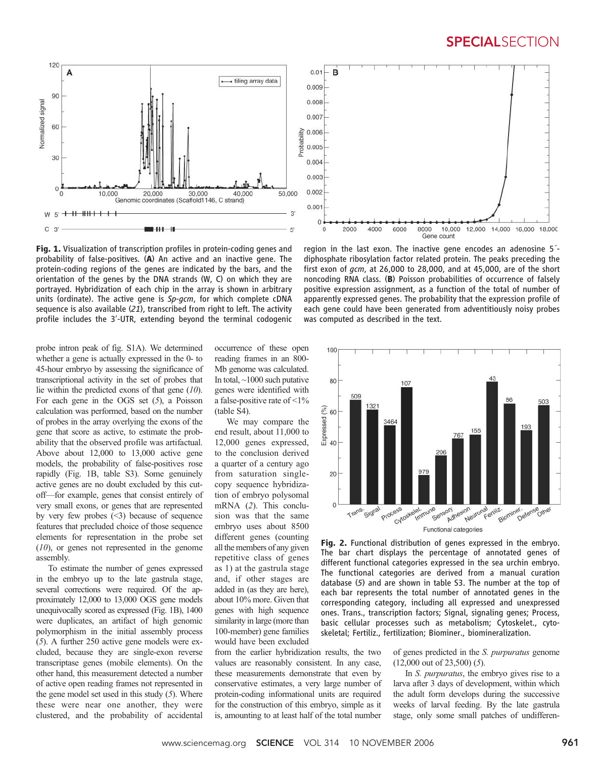**Fig. 1.** Visualization of transcription profiles in protein-coding genes and probability of false-positives. (**A**) An active and an inactive gene. The protein-coding regions of the genes are indicated by the bars, and the orientation of the genes by the DNA strands (W, C) on which they are portrayed. Hybridization of each chip in the array is shown in arbitrary units (ordinate). The active gene is *Sp-gcm*, for which complete cDNA sequence is also available (*21*), transcribed from right to left. The activity profile includes the 3′-UTR, extending beyond the terminal codogenic region in the last exon. The inactive gene encodes an adenosine 5′-diphosphate ribosylation factor related protein. The peaks preceding the first exon of *gcm*, at 26,000 to 28,000, and at 45,000, are of the short noncoding RNA class. (**B**) Poisson probabilities of occurrence of falsely positive expression assignment, as a function of the total of number of apparently expressed genes. The probability that the expression profile of each gene could have been generated from adventitiously noisy probes was computed as described in the text.

probe intron peak of fig. S1A). We determined whether a gene is actually expressed in the 0- to 45-hour embryo by assessing the significance of transcriptional activity in the set of probes that lie within the predicted exons of that gene (*10*). For each gene in the OGS set (*5*), a Poisson calculation was performed, based on the number of probes in the array overlying the exons of the gene that score as active, to estimate the probability that the observed profile was artifactual. Above about 12,000 to 13,000 active gene models, the probability of false-positives rose rapidly (Fig. 1B, table S3). Some genuinely active genes are no doubt excluded by this cut-off—for example, genes that consist entirely of very small exons, or genes that are represented by very few probes (<3) because of sequence features that precluded choice of those sequence elements for representation in the probe set (*10*), or genes not represented in the genome assembly.

To estimate the number of genes expressed in the embryo up to the late gastrula stage, several corrections were required. Of the approximately 12,000 to 13,000 OGS gene models unequivocally scored as expressed (Fig. 1B), 1400 were duplicates, an artifact of high genomic polymorphism in the initial assembly process (*5*). A further 250 active gene models were excluded, because they are single-exon reverse transcriptase genes (mobile elements). On the other hand, this measurement detected a number of active open reading frames not represented in the gene model set used in this study (*5*). Where these were near one another, they were clustered, and the probability of accidental occurrence of these open reading frames in an 800-Mb genome was calculated. In total, ~1000 such putative genes were identified with a false-positive rate of <1% (table S4).

We may compare the end result, about 11,000 to 12,000 genes expressed, to the conclusion derived a quarter of a century ago from saturation single-copy sequence hybridization of embryo polysomal mRNA (*2*). This conclusion was that the same embryo uses about 8500 different genes (counting all the members of any given repetitive class of genes as 1) at the gastrula stage and, if other stages are added in (as they are here), about 10% more. Given that genes with high sequence similarity in large (more than 100-member) gene families would have been excluded from the earlier hybridization results, the two values are reasonably consistent. In any case, these measurements demonstrate that even by conservative estimates, a very large number of protein-coding informational units are required for the construction of this embryo, simple as it is, amounting to at least half of the total number of genes predicted in the *S. purpuratus* genome (12,000 out of 23,500) (*5*).

In *S. purpuratus*, the embryo gives rise to a larva after 3 days of development, within which the adult form develops during the successive weeks of larval feeding. By the late gastrula stage, only some small patches of undifferen-

**Fig. 2.** Functional distribution of genes expressed in the embryo. The bar chart displays the percentage of annotated genes of different functional categories expressed in the sea urchin embryo. The functional categories are derived from a manual curation database (*5*) and are shown in table S3. The number at the top of each bar represents the total number of annotated genes in the corresponding category, including all expressed and unexpressed ones. Trans., transcription factors; Signal, signaling genes; Process, basic cellular processes such as metabolism; Cytoskelet., cytoskeletal; Fertiliz., fertilization; Biominer., biomineralization.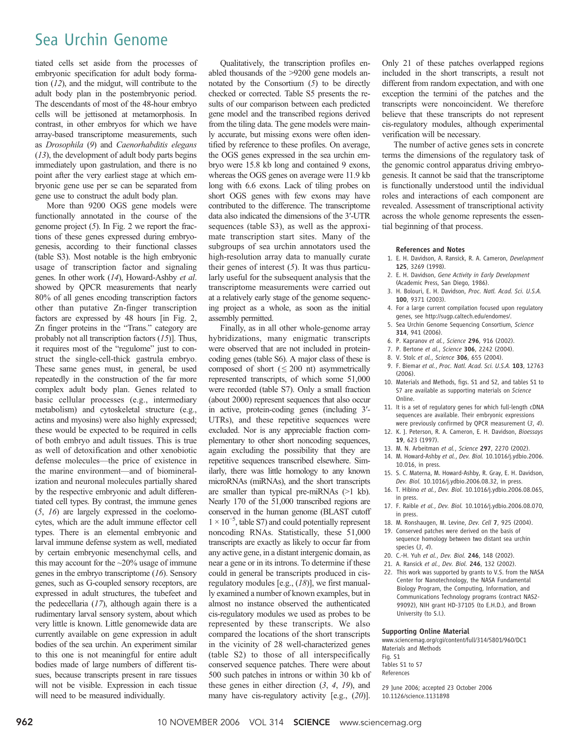tiated cells set aside from the processes of embryonic specification for adult body formation (12), and the midgut, will contribute to the adult body plan in the postembryonic period. The descendants of most of the 48-hour embryo cells will be jettisoned at metamorphosis. In contrast, in other embryos for which we have array-based transcriptome measurements, such as *Drosophila* (9) and *Caenorhabditis elegans* (13), the development of adult body parts begins immediately upon gastrulation, and there is no point after the very earliest stage at which embryonic gene use per se can be separated from gene use to construct the adult body plan.

More than 9200 OGS gene models were functionally annotated in the course of the genome project (5). In Fig. 2 we report the fractions of these genes expressed during embryogenesis, according to their functional classes (table S3). Most notable is the high embryonic usage of transcription factor and signaling genes. In other work (14), Howard-Ashby *et al.* showed by QPCR measurements that nearly 80% of all genes encoding transcription factors other than putative Zn-finger transcription factors are expressed by 48 hours [in Fig. 2, Zn finger proteins in the "Trans." category are probably not all transcription factors (15)]. Thus, it requires most of the "regulome" just to construct the single-cell-thick gastrula embryo. These same genes must, in general, be used repeatedly in the construction of the far more complex adult body plan. Genes related to basic cellular processes (e.g., intermediary metabolism) and cytoskeletal structure (e.g., actins and myosins) were also highly expressed; these would be expected to be required in cells of both embryo and adult tissues. This is true as well of detoxification and other xenobiotic defense molecules—the price of existence in the marine environment—and of biomineralization and neuronal molecules partially shared by the respective embryonic and adult differentiated cell types. By contrast, the immune genes (5, 16) are largely expressed in the coelomocytes, which are the adult immune effector cell types. There is an elemental embryonic and larval immune defense system as well, mediated by certain embryonic mesenchymal cells, and this may account for the ~20% usage of immune genes in the embryo transcriptome (16). Sensory genes, such as G-coupled sensory receptors, are expressed in adult structures, the tubefeet and the pedecellaria (17), although again there is a rudimentary larval sensory system, about which little is known. Little genomewide data are currently available on gene expression in adult bodies of the sea urchin. An experiment similar to this one is not meaningful for entire adult bodies made of large numbers of different tissues, because transcripts present in rare tissues will not be visible. Expression in each tissue will need to be measured individually.

Qualitatively, the transcription profiles enabled thousands of the >9200 gene models annotated by the Consortium (5) to be directly checked or corrected. Table S5 presents the results of our comparison between each predicted gene model and the transcribed regions derived from the tiling data. The gene models were mainly accurate, but missing exons were often identified by reference to these profiles. On average, the OGS genes expressed in the sea urchin embryo were 15.8 kb long and contained 9 exons, whereas the OGS genes on average were 11.9 kb long with 6.6 exons. Lack of tiling probes on short OGS genes with few exons may have contributed to the difference. The transcriptome data also indicated the dimensions of the 3′-UTR sequences (table S3), as well as the approximate transcription start sites. Many of the subgroups of sea urchin annotators used the high-resolution array data to manually curate their genes of interest (5). It was thus particularly useful for the subsequent analysis that the transcriptome measurements were carried out at a relatively early stage of the genome sequencing project as a whole, as soon as the initial assembly permitted.

Finally, as in all other whole-genome array hybridizations, many enigmatic transcripts were observed that are not included in protein-coding genes (table S6). A major class of these is composed of short (≤ 200 nt) asymmetrically represented transcripts, of which some 51,000 were recorded (table S7). Only a small fraction (about 2000) represent sequences that also occur in active, protein-coding genes (including 3′-UTRs), and these repetitive sequences were excluded. Nor is any appreciable fraction complementary to other short noncoding sequences, again excluding the possibility that they are repetitive sequences transcribed elsewhere. Similarly, there was little homology to any known microRNAs (miRNAs), and the short transcripts are smaller than typical pre-miRNAs (>1 kb). Nearly 170 of the 51,000 transcribed regions are conserved in the human genome (BLAST cutoff $1 \times 10^{-5}$, table S7) and could potentially represent noncoding RNAs. Statistically, these 51,000 transcripts are exactly as likely to occur far from any active gene, in a distant intergenic domain, as near a gene or in its introns. To determine if these could in general be transcripts produced in cis-regulatory modules [e.g., (18)], we first manually examined a number of known examples, but in almost no instance observed the authenticated cis-regulatory modules we used as probes to be represented by these transcripts. We also compared the locations of the short transcripts in the vicinity of 28 well-characterized genes (table S2) to those of all interspecifically conserved sequence patches. There were about 500 such patches in introns or within 30 kb of these genes in either direction (3, 4, 19), and many have cis-regulatory activity [e.g., (20)]. Only 21 of these patches overlapped regions included in the short transcripts, a result not different from random expectation, and with one exception the termini of the patches and the transcripts were noncoincident. We therefore believe that these transcripts do not represent cis-regulatory modules, although experimental verification will be necessary.

The number of active genes sets in concrete terms the dimensions of the regulatory task of the genomic control apparatus driving embryogenesis. It cannot be said that the transcriptome is functionally understood until the individual roles and interactions of each component are revealed. Assessment of transcriptional activity across the whole genome represents the essential beginning of that process.

#### References and Notes

1. E. H. Davidson, A. Ransick, R. A. Cameron, *Development* **125**, 3269 (1998).
2. E. H. Davidson, *Gene Activity in Early Development* (Academic Press, San Diego, 1986).
3. H. Bolouri, E. H. Davidson, *Proc. Natl. Acad. Sci. U.S.A.* **100**, 9371 (2003).
4. For a large current compilation focused upon regulatory genes, see http://sugp.caltech.edu/endomes/.
5. Sea Urchin Genome Sequencing Consortium, *Science* **314**, 941 (2006).
6. P. Kapranov *et al.*, *Science* **296**, 916 (2002).
7. P. Bertone *et al.*, *Science* **306**, 2242 (2004).
8. V. Stolc *et al.*, *Science* **306**, 655 (2004).
9. F. Biemar *et al.*, *Proc. Natl. Acad. Sci. U.S.A.* **103**, 12763 (2006).
10. Materials and Methods, figs. S1 and S2, and tables S1 to S7 are available as supporting materials on *Science* Online.
11. It is a set of regulatory genes for which full-length cDNA sequences are available. Their embryonic expressions were previously confirmed by QPCR measurement (3, 4).
12. K. J. Peterson, R. A. Cameron, E. H. Davidson, *Bioessays* **19**, 623 (1997).
13. M. N. Arbeitman *et al.*, *Science* **297**, 2270 (2002).
14. M. Howard-Ashby *et al.*, *Dev. Biol.* 10.1016/j.ydbio.2006.10.016, in press.
15. S. C. Materna, M. Howard-Ashby, R. Gray, E. H. Davidson, *Dev. Biol.* 10.1016/j.ydbio.2006.08.32, in press.
16. T. Hibino *et al.*, *Dev. Biol.* 10.1016/j.ydbio.2006.08.065, in press.
17. F. Raible *et al.*, *Dev. Biol.* 10.1016/j.ydbio.2006.08.070, in press.
18. M. Ronshaugen, M. Levine, *Dev. Cell* **7**, 925 (2004).
19. Conserved patches were derived on the basis of sequence homology between two distant sea urchin species (3, 4).
20. C.-H. Yuh *et al.*, *Dev. Biol.* **246**, 148 (2002).
21. A. Ransick *et al.*, *Dev. Biol.* **246**, 132 (2002).
22. This work was supported by grants to V.S. from the NASA Center for Nanotechnology, the NASA Fundamental Biology Program, the Computing, Information, and Communications Technology programs (contract NAS2-99092), NIH grant HD-37105 (to E.H.D.), and Brown University (to S.I.).

#### Supporting Online Material

www.sciencemag.org/cgi/content/full/314/5801/960/DC1
Materials and Methods
Fig. S1
Tables S1 to S7
References

29 June 2006; accepted 23 October 2006
10.1126/science.1131898